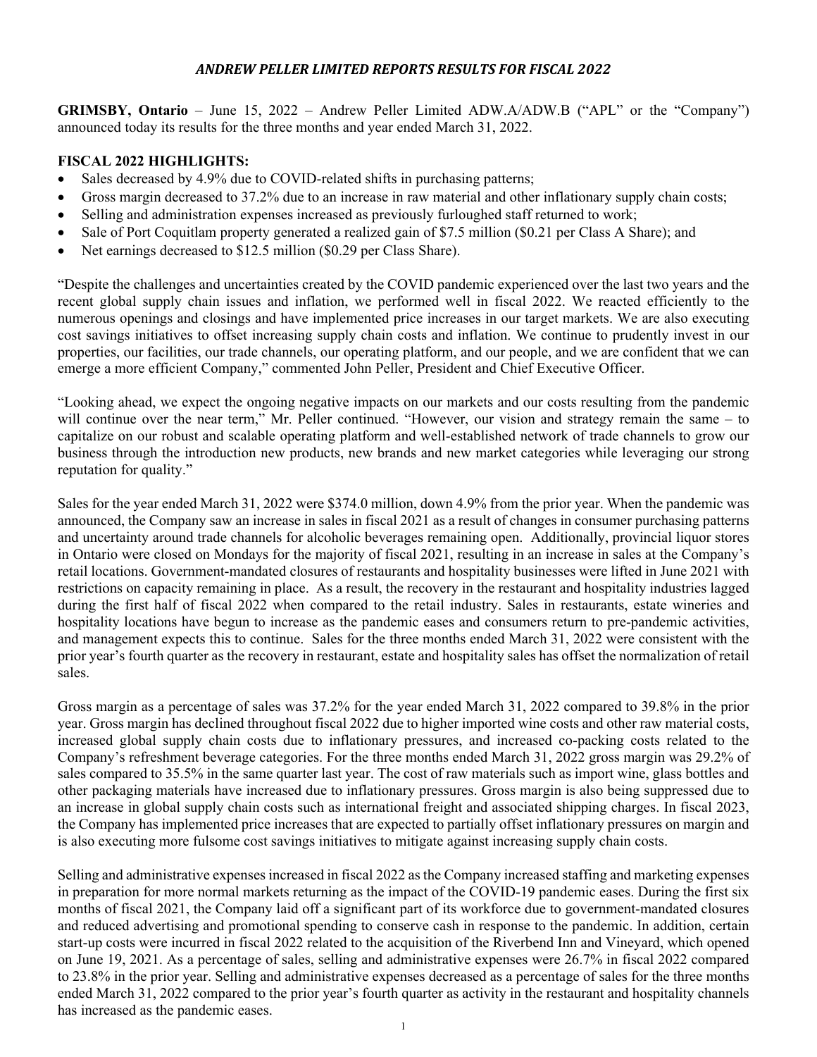# *ANDREW PELLER LIMITED REPORTS RESULTS FOR FISCAL 2022*

**GRIMSBY, Ontario** – June 15, 2022 – Andrew Peller Limited ADW.A/ADW.B ("APL" or the "Company") announced today its results for the three months and year ended March 31, 2022.

## FISCAL 2022 HIGHLIGHTS:

- Sales decreased by 4.9% due to COVID-related shifts in purchasing patterns;
- Gross margin decreased to 37.2% due to an increase in raw material and other inflationary supply chain costs;
- Selling and administration expenses increased as previously furloughed staff returned to work;
- Sale of Port Coquitlam property generated a realized gain of $7.5 million ($0.21 per Class A Share); and
- Net earnings decreased to $12.5 million ($0.29 per Class Share).

"Despite the challenges and uncertainties created by the COVID pandemic experienced over the last two years and the recent global supply chain issues and inflation, we performed well in fiscal 2022. We reacted efficiently to the numerous openings and closings and have implemented price increases in our target markets. We are also executing cost savings initiatives to offset increasing supply chain costs and inflation. We continue to prudently invest in our properties, our facilities, our trade channels, our operating platform, and our people, and we are confident that we can emerge a more efficient Company," commented John Peller, President and Chief Executive Officer.

"Looking ahead, we expect the ongoing negative impacts on our markets and our costs resulting from the pandemic will continue over the near term," Mr. Peller continued. "However, our vision and strategy remain the same – to capitalize on our robust and scalable operating platform and well-established network of trade channels to grow our business through the introduction new products, new brands and new market categories while leveraging our strong reputation for quality."

Sales for the year ended March 31, 2022 were $374.0 million, down 4.9% from the prior year. When the pandemic was announced, the Company saw an increase in sales in fiscal 2021 as a result of changes in consumer purchasing patterns and uncertainty around trade channels for alcoholic beverages remaining open. Additionally, provincial liquor stores in Ontario were closed on Mondays for the majority of fiscal 2021, resulting in an increase in sales at the Company's retail locations. Government-mandated closures of restaurants and hospitality businesses were lifted in June 2021 with restrictions on capacity remaining in place. As a result, the recovery in the restaurant and hospitality industries lagged during the first half of fiscal 2022 when compared to the retail industry. Sales in restaurants, estate wineries and hospitality locations have begun to increase as the pandemic eases and consumers return to pre-pandemic activities, and management expects this to continue. Sales for the three months ended March 31, 2022 were consistent with the prior year's fourth quarter as the recovery in restaurant, estate and hospitality sales has offset the normalization of retail sales.

Gross margin as a percentage of sales was 37.2% for the year ended March 31, 2022 compared to 39.8% in the prior year. Gross margin has declined throughout fiscal 2022 due to higher imported wine costs and other raw material costs, increased global supply chain costs due to inflationary pressures, and increased co-packing costs related to the Company's refreshment beverage categories. For the three months ended March 31, 2022 gross margin was 29.2% of sales compared to 35.5% in the same quarter last year. The cost of raw materials such as import wine, glass bottles and other packaging materials have increased due to inflationary pressures. Gross margin is also being suppressed due to an increase in global supply chain costs such as international freight and associated shipping charges. In fiscal 2023, the Company has implemented price increases that are expected to partially offset inflationary pressures on margin and is also executing more fulsome cost savings initiatives to mitigate against increasing supply chain costs.

Selling and administrative expenses increased in fiscal 2022 as the Company increased staffing and marketing expenses in preparation for more normal markets returning as the impact of the COVID-19 pandemic eases. During the first six months of fiscal 2021, the Company laid off a significant part of its workforce due to government-mandated closures and reduced advertising and promotional spending to conserve cash in response to the pandemic. In addition, certain start-up costs were incurred in fiscal 2022 related to the acquisition of the Riverbend Inn and Vineyard, which opened on June 19, 2021. As a percentage of sales, selling and administrative expenses were 26.7% in fiscal 2022 compared to 23.8% in the prior year. Selling and administrative expenses decreased as a percentage of sales for the three months ended March 31, 2022 compared to the prior year's fourth quarter as activity in the restaurant and hospitality channels has increased as the pandemic eases.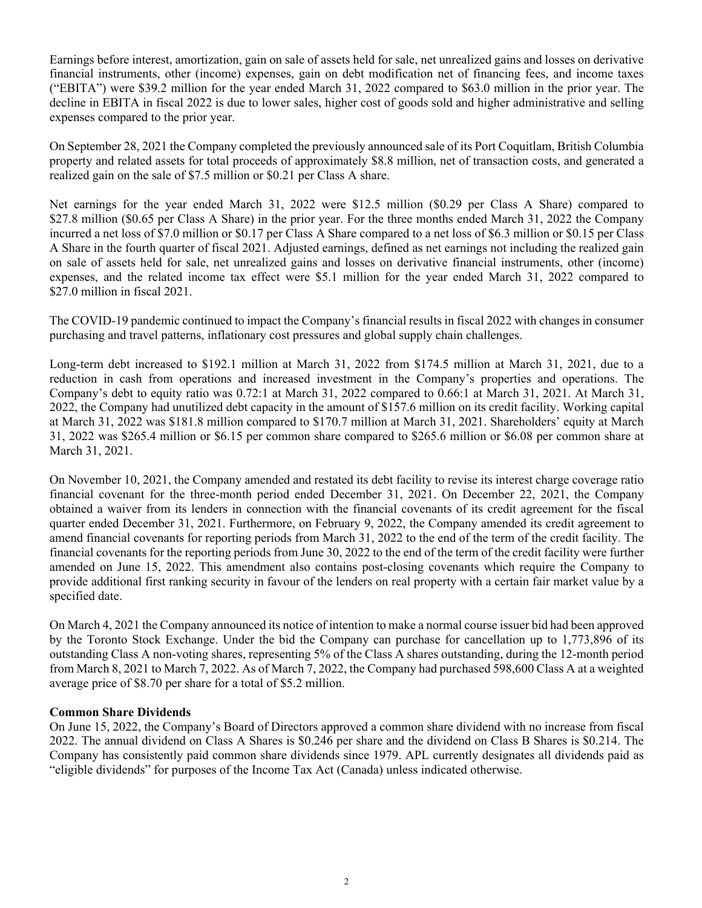Earnings before interest, amortization, gain on sale of assets held for sale, net unrealized gains and losses on derivative financial instruments, other (income) expenses, gain on debt modification net of financing fees, and income taxes ("EBITA") were $39.2 million for the year ended March 31, 2022 compared to $63.0 million in the prior year. The decline in EBITA in fiscal 2022 is due to lower sales, higher cost of goods sold and higher administrative and selling expenses compared to the prior year.

On September 28, 2021 the Company completed the previously announced sale of its Port Coquitlam, British Columbia property and related assets for total proceeds of approximately $8.8 million, net of transaction costs, and generated a realized gain on the sale of $7.5 million or $0.21 per Class A share.

Net earnings for the year ended March 31, 2022 were $12.5 million ($0.29 per Class A Share) compared to $27.8 million ($0.65 per Class A Share) in the prior year. For the three months ended March 31, 2022 the Company incurred a net loss of $7.0 million or $0.17 per Class A Share compared to a net loss of $6.3 million or $0.15 per Class A Share in the fourth quarter of fiscal 2021. Adjusted earnings, defined as net earnings not including the realized gain on sale of assets held for sale, net unrealized gains and losses on derivative financial instruments, other (income) expenses, and the related income tax effect were $5.1 million for the year ended March 31, 2022 compared to $27.0 million in fiscal 2021.

The COVID-19 pandemic continued to impact the Company's financial results in fiscal 2022 with changes in consumer purchasing and travel patterns, inflationary cost pressures and global supply chain challenges.

Long-term debt increased to $192.1 million at March 31, 2022 from $174.5 million at March 31, 2021, due to a reduction in cash from operations and increased investment in the Company's properties and operations. The Company's debt to equity ratio was 0.72:1 at March 31, 2022 compared to 0.66:1 at March 31, 2021. At March 31, 2022, the Company had unutilized debt capacity in the amount of $157.6 million on its credit facility. Working capital at March 31, 2022 was $181.8 million compared to $170.7 million at March 31, 2021. Shareholders' equity at March 31, 2022 was $265.4 million or $6.15 per common share compared to $265.6 million or $6.08 per common share at March 31, 2021.

On November 10, 2021, the Company amended and restated its debt facility to revise its interest charge coverage ratio financial covenant for the three-month period ended December 31, 2021. On December 22, 2021, the Company obtained a waiver from its lenders in connection with the financial covenants of its credit agreement for the fiscal quarter ended December 31, 2021. Furthermore, on February 9, 2022, the Company amended its credit agreement to amend financial covenants for reporting periods from March 31, 2022 to the end of the term of the credit facility. The financial covenants for the reporting periods from June 30, 2022 to the end of the term of the credit facility were further amended on June 15, 2022. This amendment also contains post-closing covenants which require the Company to provide additional first ranking security in favour of the lenders on real property with a certain fair market value by a specified date.

On March 4, 2021 the Company announced its notice of intention to make a normal course issuer bid had been approved by the Toronto Stock Exchange. Under the bid the Company can purchase for cancellation up to 1,773,896 of its outstanding Class A non-voting shares, representing 5% of the Class A shares outstanding, during the 12-month period from March 8, 2021 to March 7, 2022. As of March 7, 2022, the Company had purchased 598,600 Class A at a weighted average price of $8.70 per share for a total of $5.2 million.

**Common Share Dividends**

On June 15, 2022, the Company's Board of Directors approved a common share dividend with no increase from fiscal 2022. The annual dividend on Class A Shares is $0.246 per share and the dividend on Class B Shares is $0.214. The Company has consistently paid common share dividends since 1979. APL currently designates all dividends paid as "eligible dividends" for purposes of the Income Tax Act (Canada) unless indicated otherwise.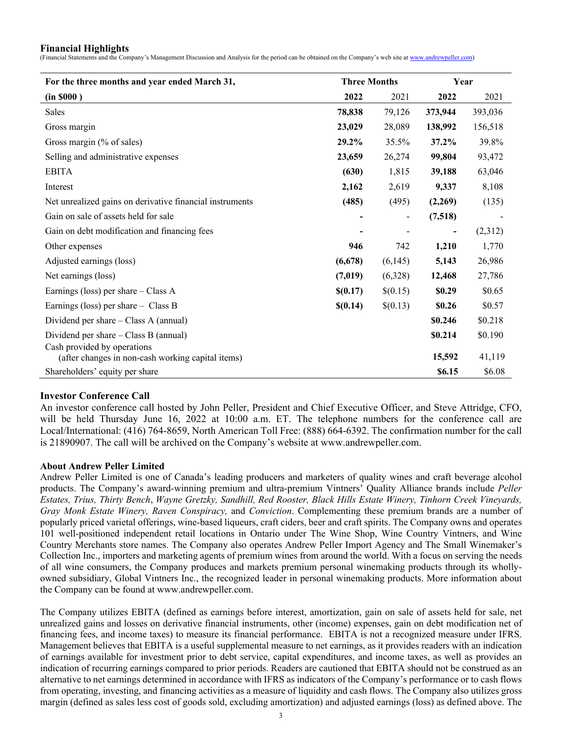### Financial Highlights

(Financial Statements and the Company's Management Discussion and Analysis for the period can be obtained on the Company's web site at [www.andrewpeller.com](www.andrewpeller.com))

| For the three months and year ended March 31, | Three Months | | Year | |
|---|---|---|---|---|
| **(in $000 )** | **2022** | 2021 | **2022** | 2021 |
| Sales | **78,838** | 79,126 | **373,944** | 393,036 |
| Gross margin | **23,029** | 28,089 | **138,992** | 156,518 |
| Gross margin (% of sales) | **29.2%** | 35.5% | **37.2%** | 39.8% |
| Selling and administrative expenses | **23,659** | 26,274 | **99,804** | 93,472 |
| EBITA | **(630)** | 1,815 | **39,188** | 63,046 |
| Interest | **2,162** | 2,619 | **9,337** | 8,108 |
| Net unrealized gains on derivative financial instruments | **(485)** | (495) | **(2,269)** | (135) |
| Gain on sale of assets held for sale | **-** | - | **(7,518)** | - |
| Gain on debt modification and financing fees | **-** | - | **-** | (2,312) |
| Other expenses | **946** | 742 | **1,210** | 1,770 |
| Adjusted earnings (loss) | **(6,678)** | (6,145) | **5,143** | 26,986 |
| Net earnings (loss) | **(7,019)** | (6,328) | **12,468** | 27,786 |
| Earnings (loss) per share – Class A | **$(0.17)** | $(0.15) | **$0.29** | $0.65 |
| Earnings (loss) per share – Class B | **$(0.14)** | $(0.13) | **$0.26** | $0.57 |
| Dividend per share – Class A (annual) | | | **$0.246** | $0.218 |
| Dividend per share – Class B (annual) | | | **$0.214** | $0.190 |
| Cash provided by operations (after changes in non-cash working capital items) | | | **15,592** | 41,119 |
| Shareholders' equity per share | | | **$6.15** | $6.08 |

### Investor Conference Call

An investor conference call hosted by John Peller, President and Chief Executive Officer, and Steve Attridge, CFO, will be held Thursday June 16, 2022 at 10:00 a.m. ET. The telephone numbers for the conference call are Local/International: (416) 764-8659, North American Toll Free: (888) 664-6392. The confirmation number for the call is 21890907. The call will be archived on the Company's website at www.andrewpeller.com.

### About Andrew Peller Limited

Andrew Peller Limited is one of Canada's leading producers and marketers of quality wines and craft beverage alcohol products. The Company's award-winning premium and ultra-premium Vintners' Quality Alliance brands include *Peller Estates, Trius, Thirty Bench*, *Wayne Gretzky, Sandhill, Red Rooster, Black Hills Estate Winery, Tinhorn Creek Vineyards, Gray Monk Estate Winery, Raven Conspiracy,* and *Conviction*. Complementing these premium brands are a number of popularly priced varietal offerings, wine-based liqueurs, craft ciders, beer and craft spirits. The Company owns and operates 101 well-positioned independent retail locations in Ontario under The Wine Shop, Wine Country Vintners, and Wine Country Merchants store names. The Company also operates Andrew Peller Import Agency and The Small Winemaker's Collection Inc., importers and marketing agents of premium wines from around the world. With a focus on serving the needs of all wine consumers, the Company produces and markets premium personal winemaking products through its wholly-owned subsidiary, Global Vintners Inc., the recognized leader in personal winemaking products. More information about the Company can be found at www.andrewpeller.com.

The Company utilizes EBITA (defined as earnings before interest, amortization, gain on sale of assets held for sale, net unrealized gains and losses on derivative financial instruments, other (income) expenses, gain on debt modification net of financing fees, and income taxes) to measure its financial performance. EBITA is not a recognized measure under IFRS. Management believes that EBITA is a useful supplemental measure to net earnings, as it provides readers with an indication of earnings available for investment prior to debt service, capital expenditures, and income taxes, as well as provides an indication of recurring earnings compared to prior periods. Readers are cautioned that EBITA should not be construed as an alternative to net earnings determined in accordance with IFRS as indicators of the Company's performance or to cash flows from operating, investing, and financing activities as a measure of liquidity and cash flows. The Company also utilizes gross margin (defined as sales less cost of goods sold, excluding amortization) and adjusted earnings (loss) as defined above. The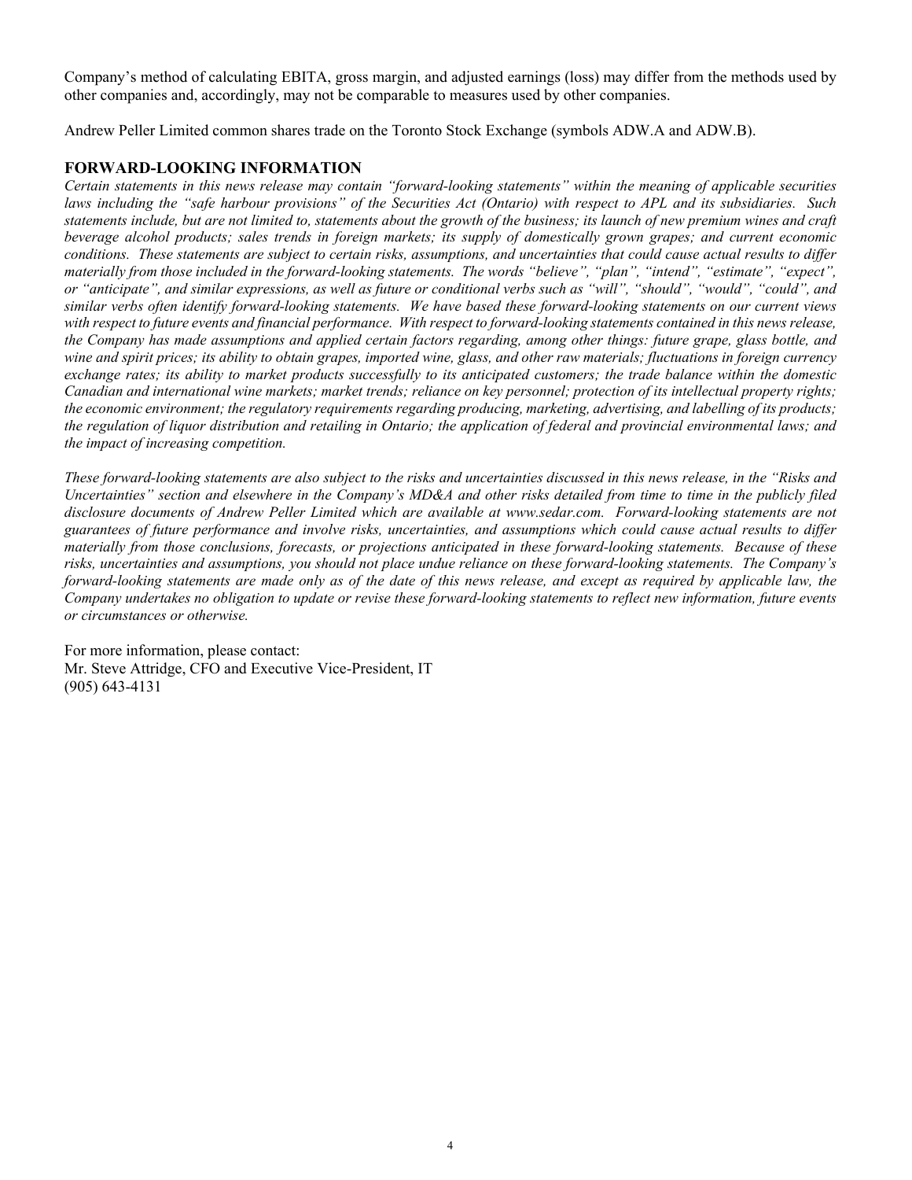Company's method of calculating EBITA, gross margin, and adjusted earnings (loss) may differ from the methods used by other companies and, accordingly, may not be comparable to measures used by other companies.

Andrew Peller Limited common shares trade on the Toronto Stock Exchange (symbols ADW.A and ADW.B).

## FORWARD-LOOKING INFORMATION

*Certain statements in this news release may contain "forward-looking statements" within the meaning of applicable securities laws including the "safe harbour provisions" of the Securities Act (Ontario) with respect to APL and its subsidiaries. Such statements include, but are not limited to, statements about the growth of the business; its launch of new premium wines and craft beverage alcohol products; sales trends in foreign markets; its supply of domestically grown grapes; and current economic conditions. These statements are subject to certain risks, assumptions, and uncertainties that could cause actual results to differ materially from those included in the forward-looking statements. The words "believe", "plan", "intend", "estimate", "expect", or "anticipate", and similar expressions, as well as future or conditional verbs such as "will", "should", "would", "could", and similar verbs often identify forward-looking statements. We have based these forward-looking statements on our current views with respect to future events and financial performance. With respect to forward-looking statements contained in this news release, the Company has made assumptions and applied certain factors regarding, among other things: future grape, glass bottle, and wine and spirit prices; its ability to obtain grapes, imported wine, glass, and other raw materials; fluctuations in foreign currency exchange rates; its ability to market products successfully to its anticipated customers; the trade balance within the domestic Canadian and international wine markets; market trends; reliance on key personnel; protection of its intellectual property rights; the economic environment; the regulatory requirements regarding producing, marketing, advertising, and labelling of its products; the regulation of liquor distribution and retailing in Ontario; the application of federal and provincial environmental laws; and the impact of increasing competition.*

*These forward-looking statements are also subject to the risks and uncertainties discussed in this news release, in the "Risks and Uncertainties" section and elsewhere in the Company's MD&A and other risks detailed from time to time in the publicly filed disclosure documents of Andrew Peller Limited which are available at www.sedar.com. Forward-looking statements are not guarantees of future performance and involve risks, uncertainties, and assumptions which could cause actual results to differ materially from those conclusions, forecasts, or projections anticipated in these forward-looking statements. Because of these risks, uncertainties and assumptions, you should not place undue reliance on these forward-looking statements. The Company's forward-looking statements are made only as of the date of this news release, and except as required by applicable law, the Company undertakes no obligation to update or revise these forward-looking statements to reflect new information, future events or circumstances or otherwise.*

For more information, please contact:
Mr. Steve Attridge, CFO and Executive Vice-President, IT
(905) 643-4131